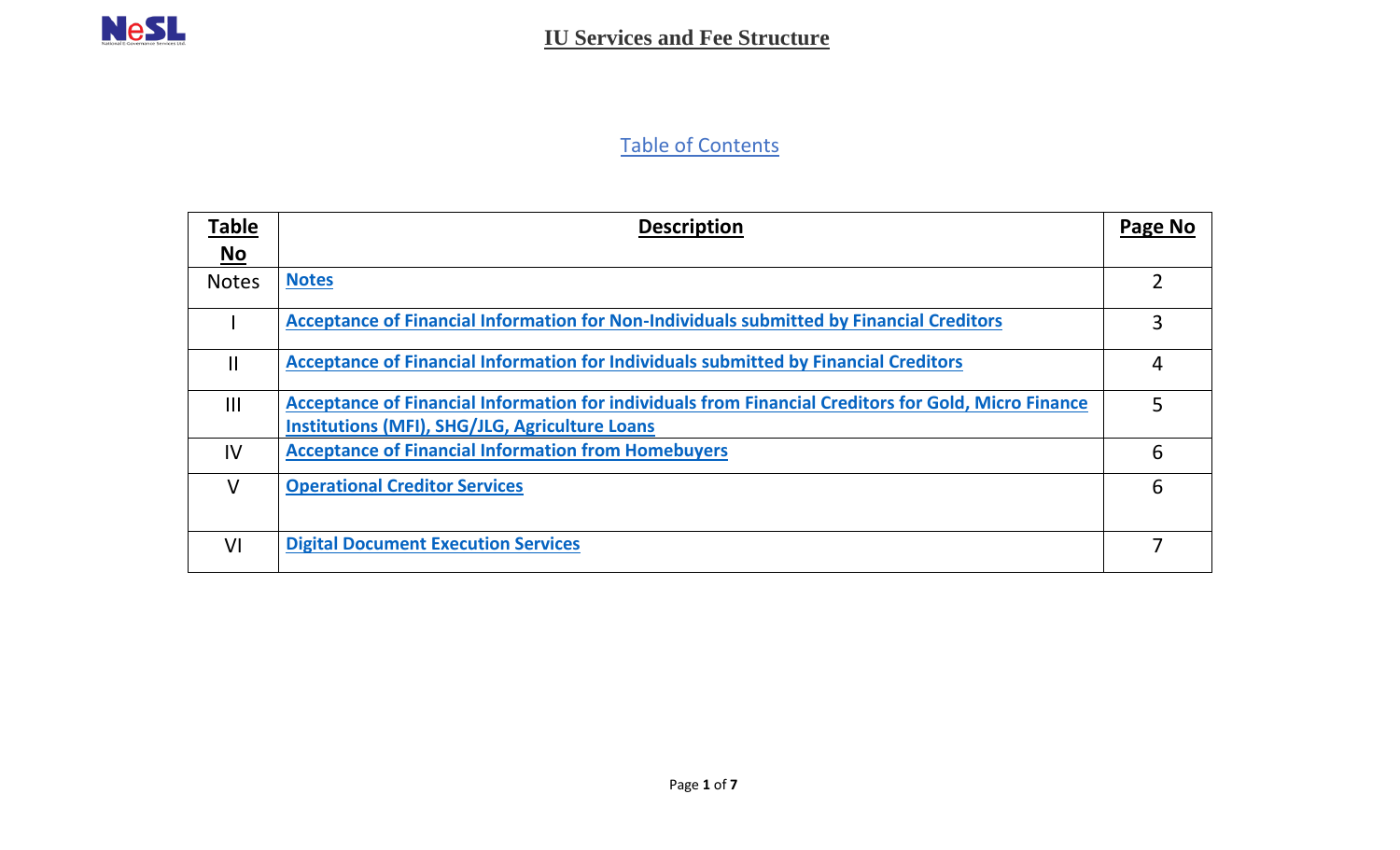# IU Services and Fee Structure

## Table of Contents

| Table No | Description | Page No |
|---|---|---|
| Notes | Notes | 2 |
| I | Acceptance of Financial Information for Non-Individuals submitted by Financial Creditors | 3 |
| II | Acceptance of Financial Information for Individuals submitted by Financial Creditors | 4 |
| III | Acceptance of Financial Information for individuals from Financial Creditors for Gold, Micro Finance Institutions (MFI), SHG/JLG, Agriculture Loans | 5 |
| IV | Acceptance of Financial Information from Homebuyers | 6 |
| V | Operational Creditor Services | 6 |
| VI | Digital Document Execution Services | 7 |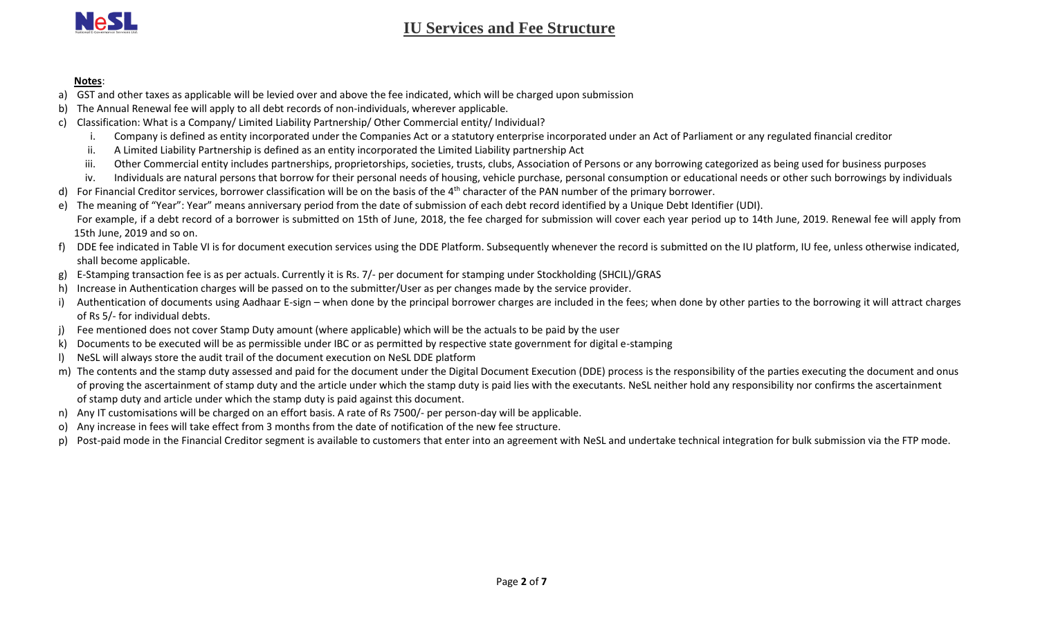# IU Services and Fee Structure

**Notes**:

a) GST and other taxes as applicable will be levied over and above the fee indicated, which will be charged upon submission
b) The Annual Renewal fee will apply to all debt records of non-individuals, wherever applicable.
c) Classification: What is a Company/ Limited Liability Partnership/ Other Commercial entity/ Individual?
   i. Company is defined as entity incorporated under the Companies Act or a statutory enterprise incorporated under an Act of Parliament or any regulated financial creditor
   ii. A Limited Liability Partnership is defined as an entity incorporated the Limited Liability partnership Act
   iii. Other Commercial entity includes partnerships, proprietorships, societies, trusts, clubs, Association of Persons or any borrowing categorized as being used for business purposes
   iv. Individuals are natural persons that borrow for their personal needs of housing, vehicle purchase, personal consumption or educational needs or other such borrowings by individuals
d) For Financial Creditor services, borrower classification will be on the basis of the 4th character of the PAN number of the primary borrower.
e) The meaning of "Year": Year" means anniversary period from the date of submission of each debt record identified by a Unique Debt Identifier (UDI).
   For example, if a debt record of a borrower is submitted on 15th of June, 2018, the fee charged for submission will cover each year period up to 14th June, 2019. Renewal fee will apply from 15th June, 2019 and so on.
f) DDE fee indicated in Table VI is for document execution services using the DDE Platform. Subsequently whenever the record is submitted on the IU platform, IU fee, unless otherwise indicated, shall become applicable.
g) E-Stamping transaction fee is as per actuals. Currently it is Rs. 7/- per document for stamping under Stockholding (SHCIL)/GRAS
h) Increase in Authentication charges will be passed on to the submitter/User as per changes made by the service provider.
i) Authentication of documents using Aadhaar E-sign – when done by the principal borrower charges are included in the fees; when done by other parties to the borrowing it will attract charges of Rs 5/- for individual debts.
j) Fee mentioned does not cover Stamp Duty amount (where applicable) which will be the actuals to be paid by the user
k) Documents to be executed will be as permissible under IBC or as permitted by respective state government for digital e-stamping
l) NeSL will always store the audit trail of the document execution on NeSL DDE platform
m) The contents and the stamp duty assessed and paid for the document under the Digital Document Execution (DDE) process is the responsibility of the parties executing the document and onus of proving the ascertainment of stamp duty and the article under which the stamp duty is paid lies with the executants. NeSL neither hold any responsibility nor confirms the ascertainment of stamp duty and article under which the stamp duty is paid against this document.
n) Any IT customisations will be charged on an effort basis. A rate of Rs 7500/- per person-day will be applicable.
o) Any increase in fees will take effect from 3 months from the date of notification of the new fee structure.
p) Post-paid mode in the Financial Creditor segment is available to customers that enter into an agreement with NeSL and undertake technical integration for bulk submission via the FTP mode.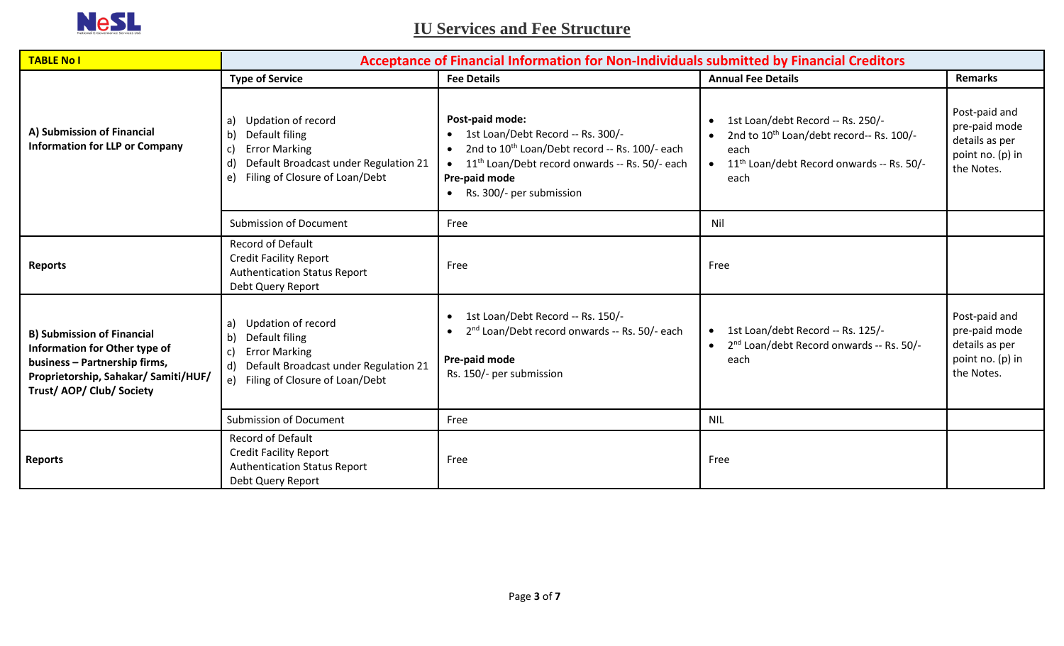## IU Services and Fee Structure

| TABLE No I | Acceptance of Financial Information for Non-Individuals submitted by Financial Creditors | | | |
|---|---|---|---|---|
| | **Type of Service** | **Fee Details** | **Annual Fee Details** | **Remarks** |
| **A) Submission of Financial Information for LLP or Company** | a) Updation of record<br>b) Default filing<br>c) Error Marking<br>d) Default Broadcast under Regulation 21<br>e) Filing of Closure of Loan/Debt | **Post-paid mode:**<br>• 1st Loan/Debt Record -- Rs. 300/-<br>• 2nd to 10th Loan/Debt record -- Rs. 100/- each<br>• 11th Loan/Debt record onwards -- Rs. 50/- each<br>**Pre-paid mode**<br>• Rs. 300/- per submission | • 1st Loan/debt Record -- Rs. 250/-<br>• 2nd to 10th Loan/debt record-- Rs. 100/- each<br>• 11th Loan/debt Record onwards -- Rs. 50/- each | Post-paid and pre-paid mode details as per point no. (p) in the Notes. |
| | Submission of Document | Free | Nil | |
| **Reports** | Record of Default<br>Credit Facility Report<br>Authentication Status Report<br>Debt Query Report | Free | Free | |
| **B) Submission of Financial Information for Other type of business – Partnership firms, Proprietorship, Sahakar/ Samiti/HUF/ Trust/ AOP/ Club/ Society** | a) Updation of record<br>b) Default filing<br>c) Error Marking<br>d) Default Broadcast under Regulation 21<br>e) Filing of Closure of Loan/Debt | • 1st Loan/Debt Record -- Rs. 150/-<br>• 2nd Loan/Debt record onwards -- Rs. 50/- each<br>**Pre-paid mode**<br>Rs. 150/- per submission | • 1st Loan/debt Record -- Rs. 125/-<br>• 2nd Loan/debt Record onwards -- Rs. 50/- each | Post-paid and pre-paid mode details as per point no. (p) in the Notes. |
| | Submission of Document | Free | NIL | |
| **Reports** | Record of Default<br>Credit Facility Report<br>Authentication Status Report<br>Debt Query Report | Free | Free | |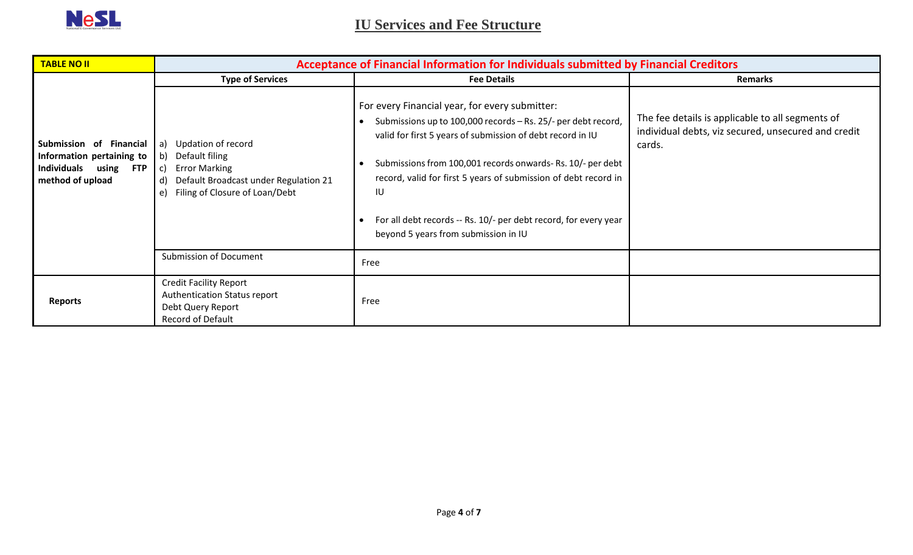# IU Services and Fee Structure

| TABLE NO II | Acceptance of Financial Information for Individuals submitted by Financial Creditors | | |
|---|---|---|---|
| | **Type of Services** | **Fee Details** | **Remarks** |
| **Submission of Financial Information pertaining to Individuals using FTP method of upload** | a) Updation of record<br>b) Default filing<br>c) Error Marking<br>d) Default Broadcast under Regulation 21<br>e) Filing of Closure of Loan/Debt | For every Financial year, for every submitter:<br>• Submissions up to 100,000 records – Rs. 25/- per debt record, valid for first 5 years of submission of debt record in IU<br>• Submissions from 100,001 records onwards- Rs. 10/- per debt record, valid for first 5 years of submission of debt record in IU<br>• For all debt records -- Rs. 10/- per debt record, for every year beyond 5 years from submission in IU | The fee details is applicable to all segments of individual debts, viz secured, unsecured and credit cards. |
| | Submission of Document | Free | |
| **Reports** | Credit Facility Report<br>Authentication Status report<br>Debt Query Report<br>Record of Default | Free | |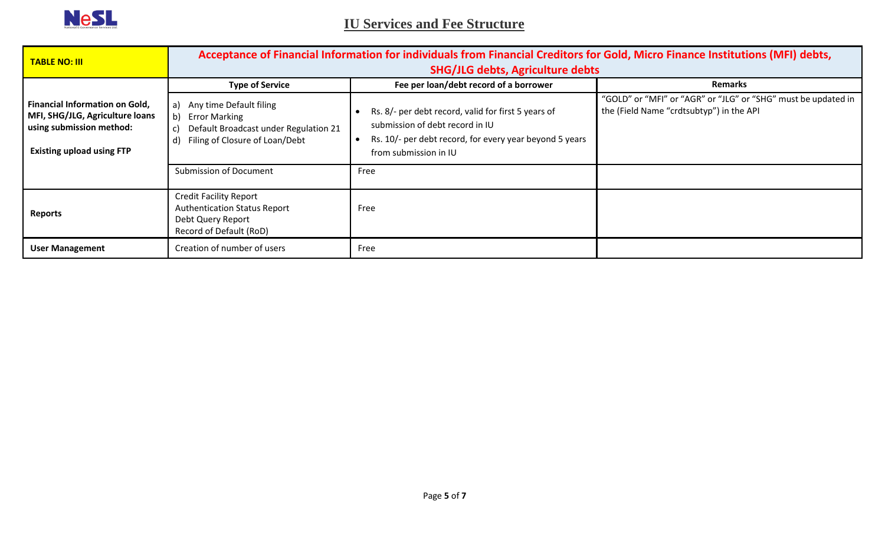## IU Services and Fee Structure

| TABLE NO: III | Acceptance of Financial Information for individuals from Financial Creditors for Gold, Micro Finance Institutions (MFI) debts, SHG/JLG debts, Agriculture debts | | |
|---|---|---|---|
| | **Type of Service** | **Fee per loan/debt record of a borrower** | **Remarks** |
| **Financial Information on Gold, MFI, SHG/JLG, Agriculture loans using submission method:**<br><br>**Existing upload using FTP** | a) Any time Default filing<br>b) Error Marking<br>c) Default Broadcast under Regulation 21<br>d) Filing of Closure of Loan/Debt | • Rs. 8/- per debt record, valid for first 5 years of submission of debt record in IU<br>• Rs. 10/- per debt record, for every year beyond 5 years from submission in IU | "GOLD" or "MFI" or "AGR" or "JLG" or "SHG" must be updated in the (Field Name "crdtsubtyp") in the API |
| | Submission of Document | Free | |
| **Reports** | Credit Facility Report<br>Authentication Status Report<br>Debt Query Report<br>Record of Default (RoD) | Free | |
| **User Management** | Creation of number of users | Free | |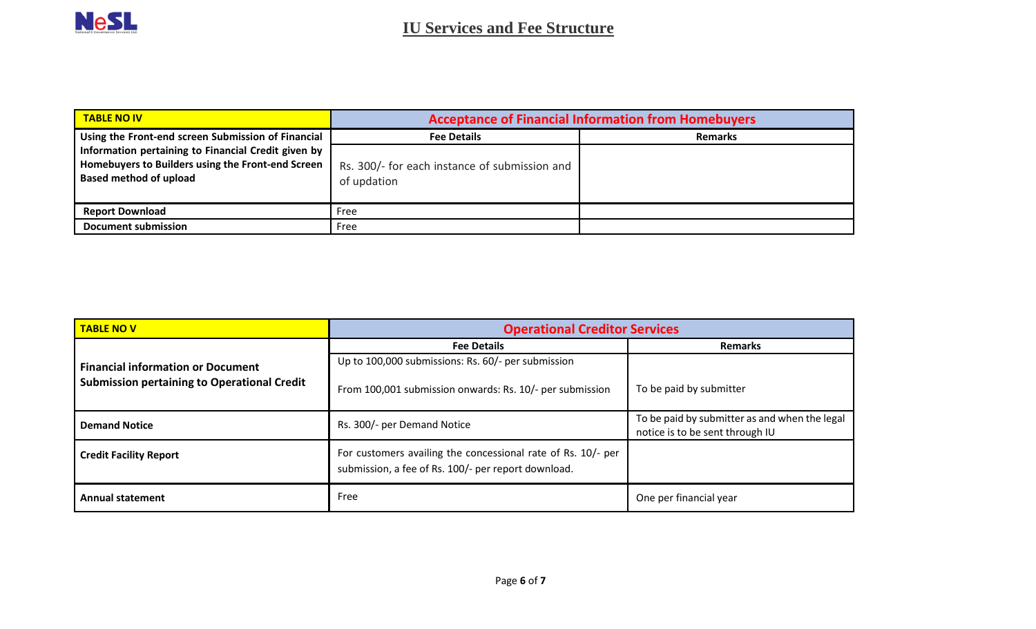# IU Services and Fee Structure

| TABLE NO IV | Acceptance of Financial Information from Homebuyers | |
|---|---|---|
| Using the Front-end screen Submission of Financial Information pertaining to Financial Credit given by Homebuyers to Builders using the Front-end Screen Based method of upload | **Fee Details** | **Remarks** |
| | Rs. 300/- for each instance of submission and of updation | |
| **Report Download** | Free | |
| **Document submission** | Free | |

| TABLE NO V | Operational Creditor Services | |
|---|---|---|
| | **Fee Details** | **Remarks** |
| **Financial information or Document Submission pertaining to Operational Credit** | Up to 100,000 submissions: Rs. 60/- per submission<br><br>From 100,001 submission onwards: Rs. 10/- per submission | To be paid by submitter |
| **Demand Notice** | Rs. 300/- per Demand Notice | To be paid by submitter as and when the legal notice is to be sent through IU |
| **Credit Facility Report** | For customers availing the concessional rate of Rs. 10/- per submission, a fee of Rs. 100/- per report download. | |
| **Annual statement** | Free | One per financial year |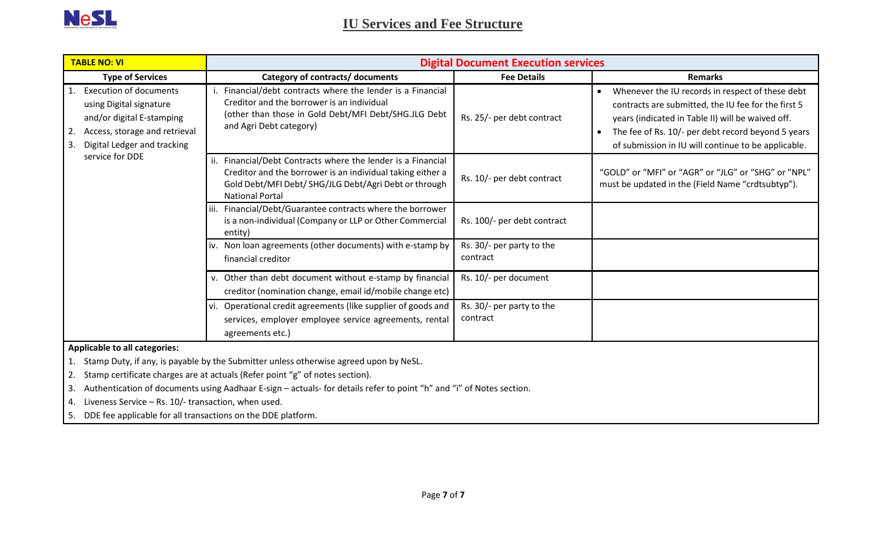## IU Services and Fee Structure

| TABLE NO: VI | Digital Document Execution services | | |
|---|---|---|---|
| **Type of Services** | **Category of contracts/ documents** | **Fee Details** | **Remarks** |
| 1. Execution of documents using Digital signature and/or digital E-stamping<br>2. Access, storage and retrieval<br>3. Digital Ledger and tracking service for DDE | i. Financial/debt contracts where the lender is a Financial Creditor and the borrower is an individual (other than those in Gold Debt/MFI Debt/SHG.JLG Debt and Agri Debt category) | Rs. 25/- per debt contract | • Whenever the IU records in respect of these debt contracts are submitted, the IU fee for the first 5 years (indicated in Table II) will be waived off.<br>• The fee of Rs. 10/- per debt record beyond 5 years of submission in IU will continue to be applicable. |
| | ii. Financial/Debt Contracts where the lender is a Financial Creditor and the borrower is an individual taking either a Gold Debt/MFI Debt/ SHG/JLG Debt/Agri Debt or through National Portal | Rs. 10/- per debt contract | "GOLD" or "MFI" or "AGR" or "JLG" or "SHG" or "NPL" must be updated in the (Field Name "crdtsubtyp"). |
| | iii. Financial/Debt/Guarantee contracts where the borrower is a non-individual (Company or LLP or Other Commercial entity) | Rs. 100/- per debt contract | |
| | iv. Non loan agreements (other documents) with e-stamp by financial creditor | Rs. 30/- per party to the contract | |
| | v. Other than debt document without e-stamp by financial creditor (nomination change, email id/mobile change etc) | Rs. 10/- per document | |
| | vi. Operational credit agreements (like supplier of goods and services, employer employee service agreements, rental agreements etc.) | Rs. 30/- per party to the contract | |

**Applicable to all categories:**

1. Stamp Duty, if any, is payable by the Submitter unless otherwise agreed upon by NeSL.
2. Stamp certificate charges are at actuals (Refer point "g" of notes section).
3. Authentication of documents using Aadhaar E-sign – actuals- for details refer to point "h" and "i" of Notes section.
4. Liveness Service – Rs. 10/- transaction, when used.
5. DDE fee applicable for all transactions on the DDE platform.